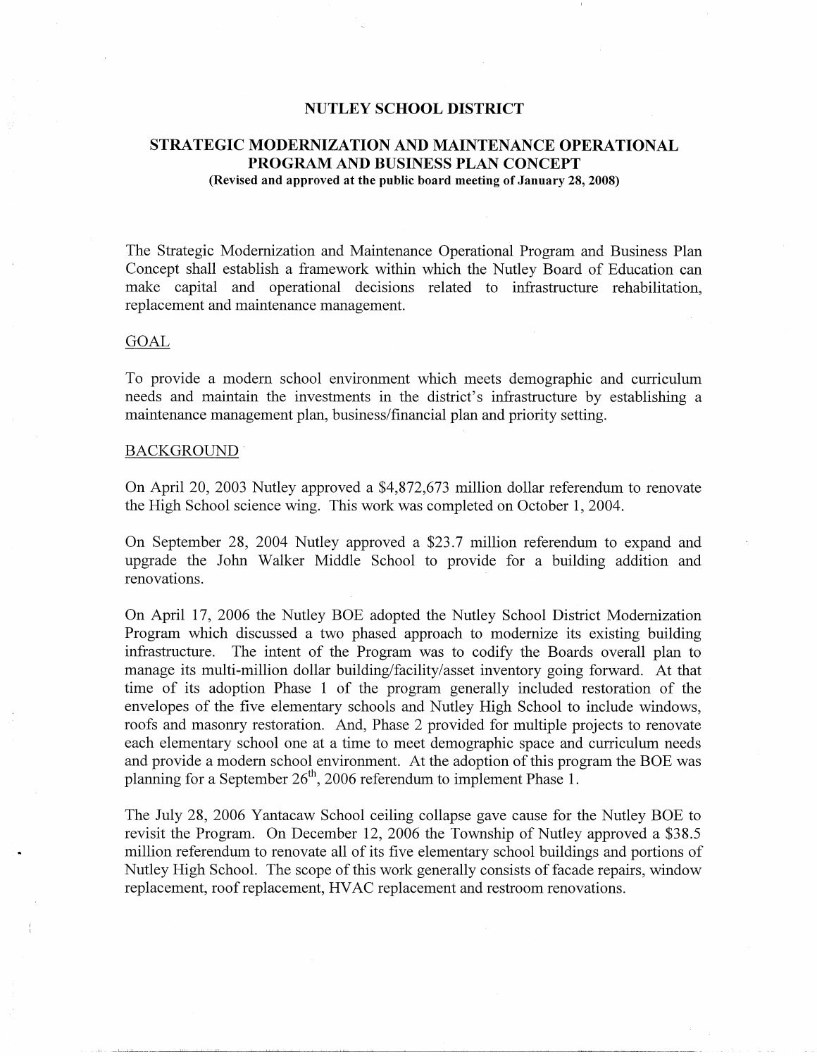# NUTLEY SCHOOL DISTRICT

## STRATEGIC MODERNIZATION AND MAINTENANCE OPERATIONAL PROGRAM AND BUSINESS PLAN CONCEPT

**(Revised and approved at the public board meeting of January 28, 2008)**

The Strategic Modernization and Maintenance Operational Program and Business Plan Concept shall establish a framework within which the Nutley Board of Education can make capital and operational decisions related to infrastructure rehabilitation, replacement and maintenance management.

### GOAL

To provide a modern school environment which meets demographic and curriculum needs and maintain the investments in the district's infrastructure by establishing a maintenance management plan, business/financial plan and priority setting.

### BACKGROUND

On April 20, 2003 Nutley approved a $4,872,673 million dollar referendum to renovate the High School science wing. This work was completed on October 1, 2004.

On September 28, 2004 Nutley approved a $23.7 million referendum to expand and upgrade the John Walker Middle School to provide for a building addition and renovations.

On April 17, 2006 the Nutley BOE adopted the Nutley School District Modernization Program which discussed a two phased approach to modernize its existing building infrastructure. The intent of the Program was to codify the Boards overall plan to manage its multi-million dollar building/facility/asset inventory going forward. At that time of its adoption Phase 1 of the program generally included restoration of the envelopes of the five elementary schools and Nutley High School to include windows, roofs and masonry restoration. And, Phase 2 provided for multiple projects to renovate each elementary school one at a time to meet demographic space and curriculum needs and provide a modern school environment. At the adoption of this program the BOE was planning for a September 26th, 2006 referendum to implement Phase 1.

The July 28, 2006 Yantacaw School ceiling collapse gave cause for the Nutley BOE to revisit the Program. On December 12, 2006 the Township of Nutley approved a $38.5 million referendum to renovate all of its five elementary school buildings and portions of Nutley High School. The scope of this work generally consists of facade repairs, window replacement, roof replacement, HVAC replacement and restroom renovations.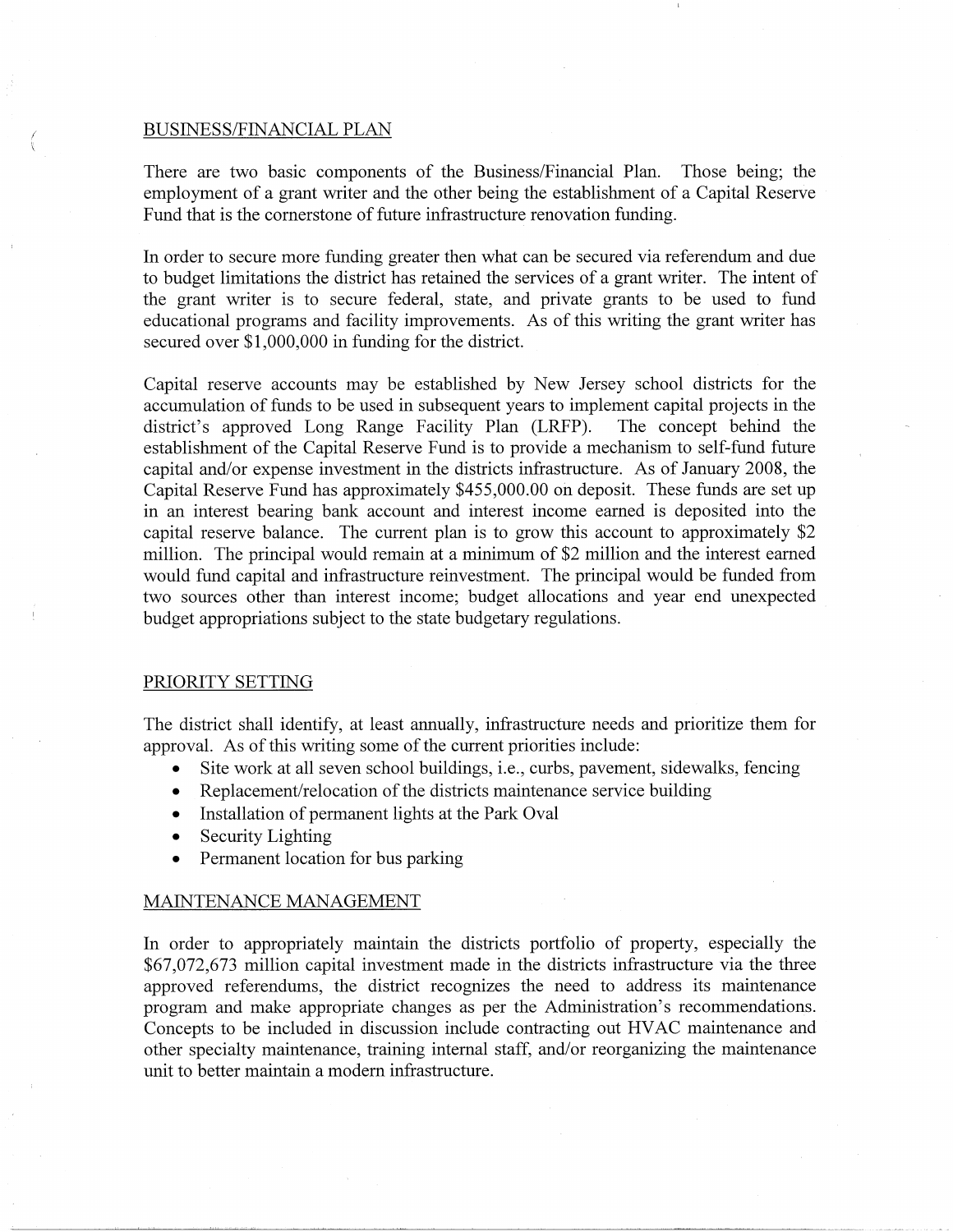## BUSINESS/FINANCIAL PLAN

There are two basic components of the Business/Financial Plan. Those being; the employment of a grant writer and the other being the establishment of a Capital Reserve Fund that is the cornerstone of future infrastructure renovation funding.

In order to secure more funding greater then what can be secured via referendum and due to budget limitations the district has retained the services of a grant writer. The intent of the grant writer is to secure federal, state, and private grants to be used to fund educational programs and facility improvements. As of this writing the grant writer has secured over $1,000,000 in funding for the district.

Capital reserve accounts may be established by New Jersey school districts for the accumulation of funds to be used in subsequent years to implement capital projects in the district's approved Long Range Facility Plan (LRFP). The concept behind the establishment of the Capital Reserve Fund is to provide a mechanism to self-fund future capital and/or expense investment in the districts infrastructure. As of January 2008, the Capital Reserve Fund has approximately $455,000.00 on deposit. These funds are set up in an interest bearing bank account and interest income earned is deposited into the capital reserve balance. The current plan is to grow this account to approximately $2 million. The principal would remain at a minimum of $2 million and the interest earned would fund capital and infrastructure reinvestment. The principal would be funded from two sources other than interest income; budget allocations and year end unexpected budget appropriations subject to the state budgetary regulations.

## PRIORITY SETTING

The district shall identify, at least annually, infrastructure needs and prioritize them for approval. As of this writing some of the current priorities include:

- Site work at all seven school buildings, i.e., curbs, pavement, sidewalks, fencing
- Replacement/relocation of the districts maintenance service building
- Installation of permanent lights at the Park Oval
- Security Lighting
- Permanent location for bus parking

## MAINTENANCE MANAGEMENT

In order to appropriately maintain the districts portfolio of property, especially the $67,072,673 million capital investment made in the districts infrastructure via the three approved referendums, the district recognizes the need to address its maintenance program and make appropriate changes as per the Administration's recommendations. Concepts to be included in discussion include contracting out HVAC maintenance and other specialty maintenance, training internal staff, and/or reorganizing the maintenance unit to better maintain a modern infrastructure.